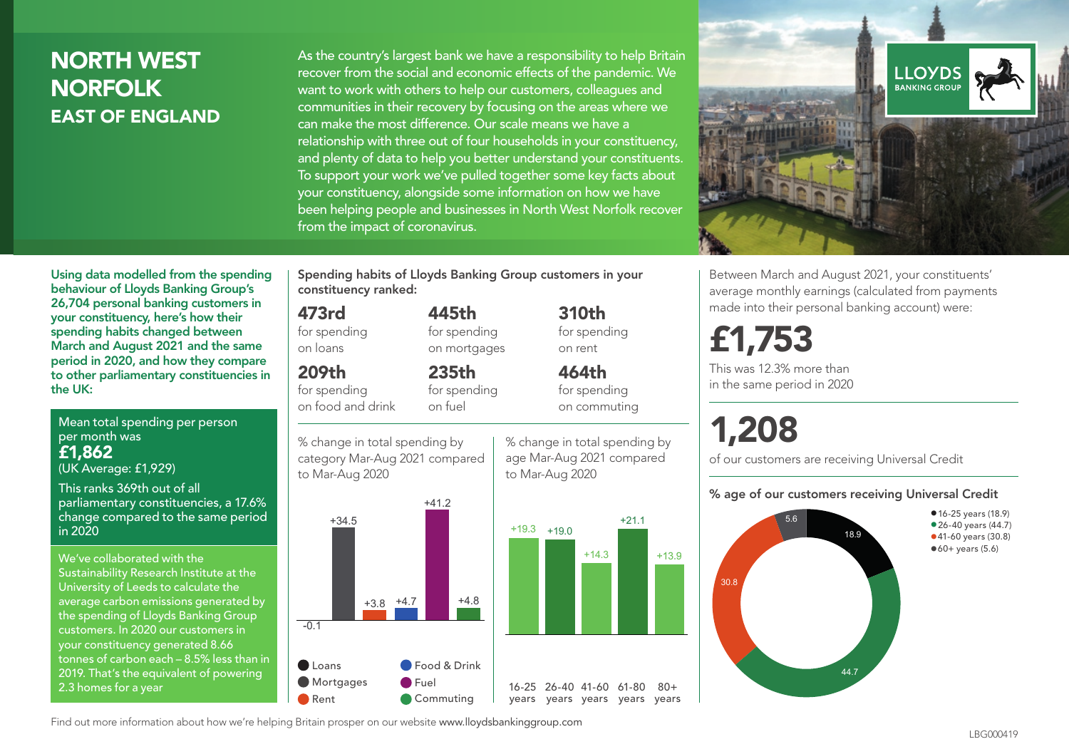# NORTH WEST NORFOLK

## EAST OF ENGLAND

As the country's largest bank we have a responsibility to help Britain recover from the social and economic effects of the pandemic. We want to work with others to help our customers, colleagues and communities in their recovery by focusing on the areas where we can make the most difference. Our scale means we have a relationship with three out of four households in your constituency, and plenty of data to help you better understand your constituents. To support your work we've pulled together some key facts about your constituency, alongside some information on how we have been helping people and businesses in North West Norfolk recover from the impact of coronavirus.

**Using data modelled from the spending behaviour of Lloyds Banking Group's 26,704 personal banking customers in your constituency, here's how their spending habits changed between March and August 2021 and the same period in 2020, and how they compare to other parliamentary constituencies in the UK:**

Mean total spending per person per month was
**£1,862**
(UK Average: £1,929)

This ranks 369th out of all parliamentary constituencies, a 17.6% change compared to the same period in 2020

We've collaborated with the Sustainability Research Institute at the University of Leeds to calculate the average carbon emissions generated by the spending of Lloyds Banking Group customers. In 2020 our customers in your constituency generated 8.66 tonnes of carbon each – 8.5% less than in 2019. That's the equivalent of powering 2.3 homes for a year

**Spending habits of Lloyds Banking Group customers in your constituency ranked:**

- **473rd** for spending on loans
- **445th** for spending on mortgages
- **310th** for spending on rent
- **209th** for spending on food and drink
- **235th** for spending on fuel
- **464th** for spending on commuting

% change in total spending by category Mar-Aug 2021 compared to Mar-Aug 2020

| Category | % change |
|---|---|
| Loans | -0.1 |
| Mortgages | +34.5 |
| Rent | +3.8 |
| Food & Drink | +4.7 |
| Fuel | +41.2 |
| Commuting | +4.8 |

% change in total spending by age Mar-Aug 2021 compared to Mar-Aug 2020

| Age | % change |
|---|---|
| 16-25 years | +19.3 |
| 26-40 years | +19.0 |
| 41-60 years | +14.3 |
| 61-80 years | +21.1 |
| 80+ years | +13.9 |

Between March and August 2021, your constituents' average monthly earnings (calculated from payments made into their personal banking account) were:

**£1,753**

This was 12.3% more than in the same period in 2020

**1,208**

of our customers are receiving Universal Credit

**% age of our customers receiving Universal Credit**

- 16-25 years (18.9)
- 26-40 years (44.7)
- 41-60 years (30.8)
- 60+ years (5.6)

Find out more information about how we're helping Britain prosper on our website www.lloydsbankinggroup.com

LBG000419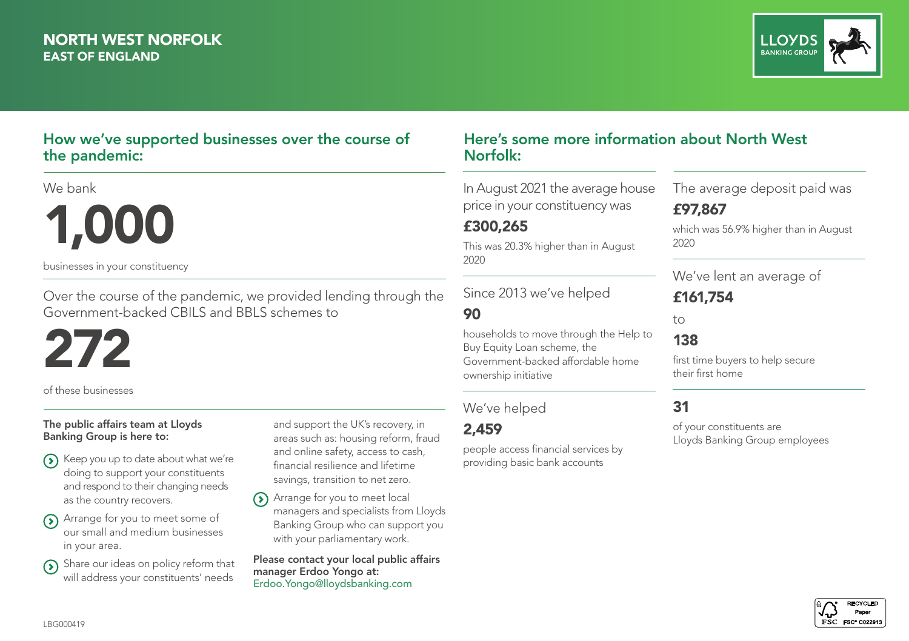# NORTH WEST NORFOLK
## EAST OF ENGLAND

## How we've supported businesses over the course of the pandemic:

We bank

**1,000**

businesses in your constituency

Over the course of the pandemic, we provided lending through the Government-backed CBILS and BBLS schemes to

**272**

of these businesses

**The public affairs team at Lloyds Banking Group is here to:**

- Keep you up to date about what we're doing to support your constituents and respond to their changing needs as the country recovers.
- Arrange for you to meet some of our small and medium businesses in your area.
- Share our ideas on policy reform that will address your constituents' needs and support the UK's recovery, in areas such as: housing reform, fraud and online safety, access to cash, financial resilience and lifetime savings, transition to net zero.
- Arrange for you to meet local managers and specialists from Lloyds Banking Group who can support you with your parliamentary work.

**Please contact your local public affairs manager Erdoo Yongo at:**
Erdoo.Yongo@lloydsbanking.com

## Here's some more information about North West Norfolk:

In August 2021 the average house price in your constituency was

**£300,265**

This was 20.3% higher than in August 2020

Since 2013 we've helped

**90**

households to move through the Help to Buy Equity Loan scheme, the Government-backed affordable home ownership initiative

We've helped

**2,459**

people access financial services by providing basic bank accounts

The average deposit paid was

**£97,867**

which was 56.9% higher than in August 2020

We've lent an average of

**£161,754**

to

**138**

first time buyers to help secure their first home

**31**

of your constituents are Lloyds Banking Group employees

LBG000419